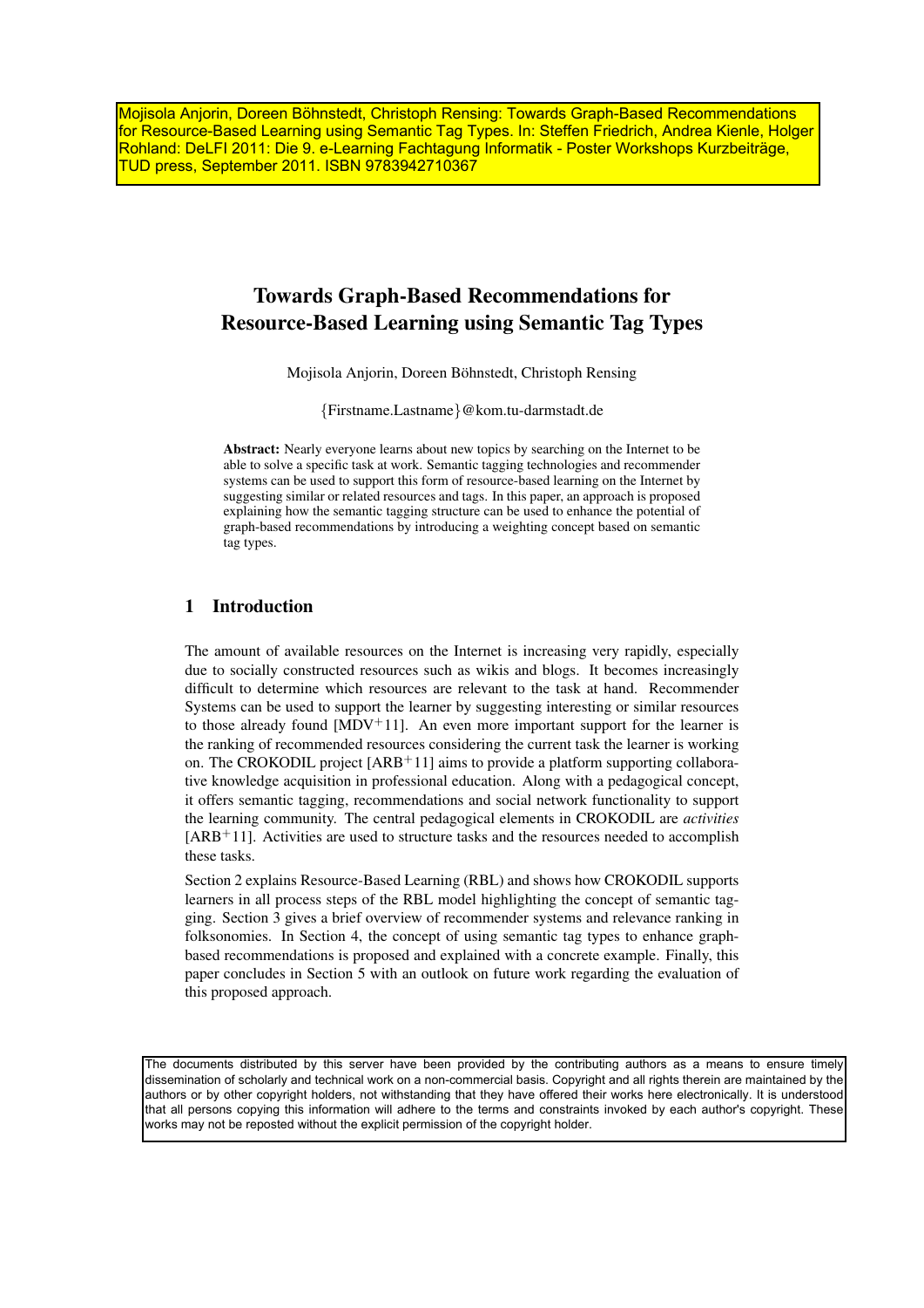Mojisola Anjorin, Doreen Böhnstedt, Christoph Rensing: Towards Graph-Based Recommendations for Resource-Based Learning using Semantic Tag Types. In: Steffen Friedrich, Andrea Kienle, Holger Rohland: DeLFI 2011: Die 9. e-Learning Fachtagung Informatik - Poster Workshops Kurzbeiträge, TUD press, September 2011. ISBN 9783942710367

# Towards Graph-Based Recommendations for Resource-Based Learning using Semantic Tag Types

Mojisola Anjorin, Doreen Böhnstedt, Christoph Rensing

{Firstname.Lastname}@kom.tu-darmstadt.de

**Abstract:** Nearly everyone learns about new topics by searching on the Internet to be able to solve a specific task at work. Semantic tagging technologies and recommender systems can be used to support this form of resource-based learning on the Internet by suggesting similar or related resources and tags. In this paper, an approach is proposed explaining how the semantic tagging structure can be used to enhance the potential of graph-based recommendations by introducing a weighting concept based on semantic tag types.

## 1 Introduction

The amount of available resources on the Internet is increasing very rapidly, especially due to socially constructed resources such as wikis and blogs. It becomes increasingly difficult to determine which resources are relevant to the task at hand. Recommender Systems can be used to support the learner by suggesting interesting or similar resources to those already found [MDV+11]. An even more important support for the learner is the ranking of recommended resources considering the current task the learner is working on. The CROKODIL project [ARB+11] aims to provide a platform supporting collaborative knowledge acquisition in professional education. Along with a pedagogical concept, it offers semantic tagging, recommendations and social network functionality to support the learning community. The central pedagogical elements in CROKODIL are *activities* [ARB+11]. Activities are used to structure tasks and the resources needed to accomplish these tasks.

Section 2 explains Resource-Based Learning (RBL) and shows how CROKODIL supports learners in all process steps of the RBL model highlighting the concept of semantic tagging. Section 3 gives a brief overview of recommender systems and relevance ranking in folksonomies. In Section 4, the concept of using semantic tag types to enhance graph-based recommendations is proposed and explained with a concrete example. Finally, this paper concludes in Section 5 with an outlook on future work regarding the evaluation of this proposed approach.

The documents distributed by this server have been provided by the contributing authors as a means to ensure timely dissemination of scholarly and technical work on a non-commercial basis. Copyright and all rights therein are maintained by the authors or by other copyright holders, not withstanding that they have offered their works here electronically. It is understood that all persons copying this information will adhere to the terms and constraints invoked by each author's copyright. These works may not be reposted without the explicit permission of the copyright holder.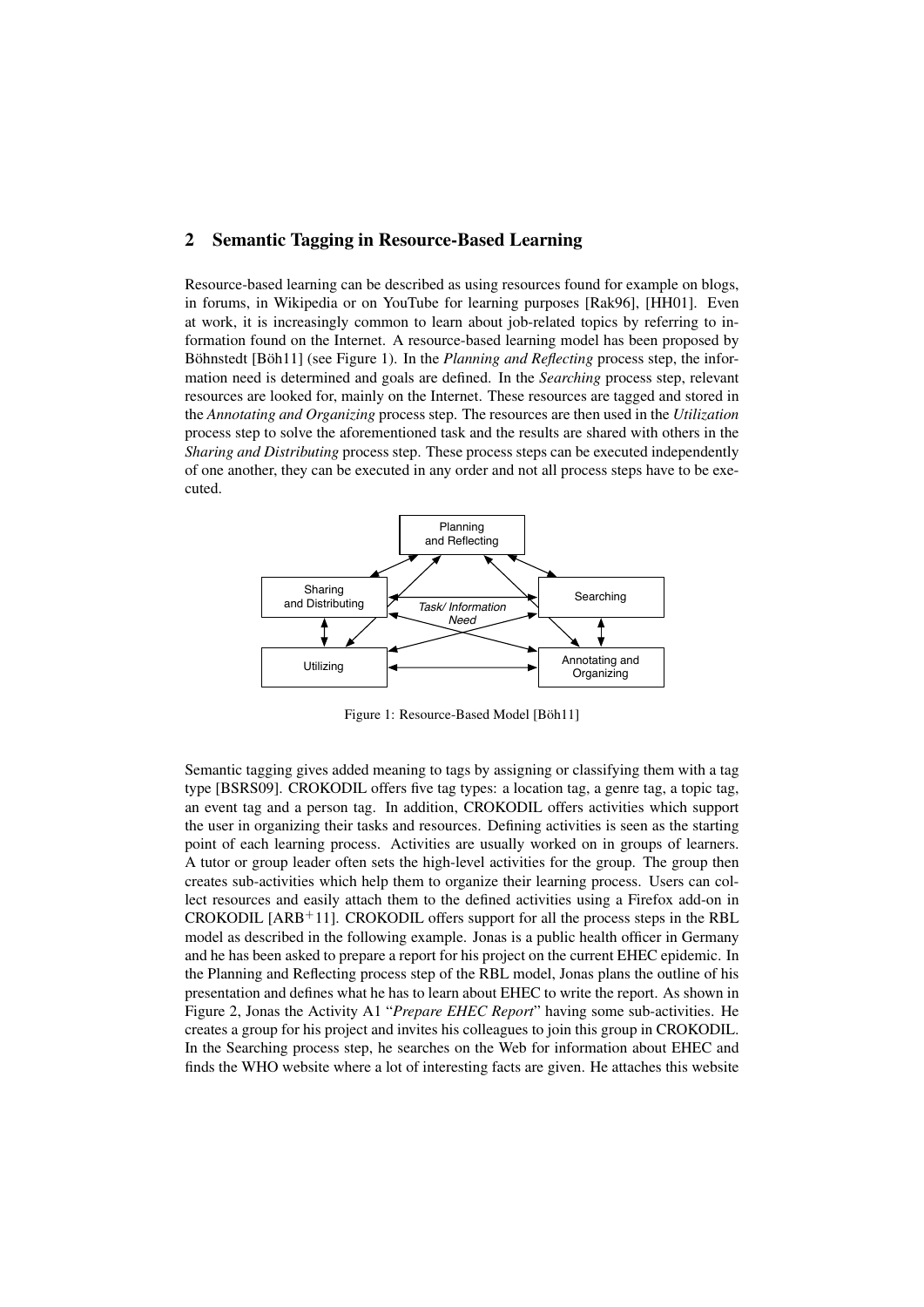## 2 Semantic Tagging in Resource-Based Learning

Resource-based learning can be described as using resources found for example on blogs, in forums, in Wikipedia or on YouTube for learning purposes [Rak96], [HH01]. Even at work, it is increasingly common to learn about job-related topics by referring to information found on the Internet. A resource-based learning model has been proposed by Böhnstedt [Böh11] (see Figure 1). In the *Planning and Reflecting* process step, the information need is determined and goals are defined. In the *Searching* process step, relevant resources are looked for, mainly on the Internet. These resources are tagged and stored in the *Annotating and Organizing* process step. The resources are then used in the *Utilization* process step to solve the aforementioned task and the results are shared with others in the *Sharing and Distributing* process step. These process steps can be executed independently of one another, they can be executed in any order and not all process steps have to be executed.

Figure 1: Resource-Based Model [Böh11]

Semantic tagging gives added meaning to tags by assigning or classifying them with a tag type [BSRS09]. CROKODIL offers five tag types: a location tag, a genre tag, a topic tag, an event tag and a person tag. In addition, CROKODIL offers activities which support the user in organizing their tasks and resources. Defining activities is seen as the starting point of each learning process. Activities are usually worked on in groups of learners. A tutor or group leader often sets the high-level activities for the group. The group then creates sub-activities which help them to organize their learning process. Users can collect resources and easily attach them to the defined activities using a Firefox add-on in CROKODIL [ARB$^+$11]. CROKODIL offers support for all the process steps in the RBL model as described in the following example. Jonas is a public health officer in Germany and he has been asked to prepare a report for his project on the current EHEC epidemic. In the Planning and Reflecting process step of the RBL model, Jonas plans the outline of his presentation and defines what he has to learn about EHEC to write the report. As shown in Figure 2, Jonas the Activity A1 "*Prepare EHEC Report*" having some sub-activities. He creates a group for his project and invites his colleagues to join this group in CROKODIL. In the Searching process step, he searches on the Web for information about EHEC and finds the WHO website where a lot of interesting facts are given. He attaches this website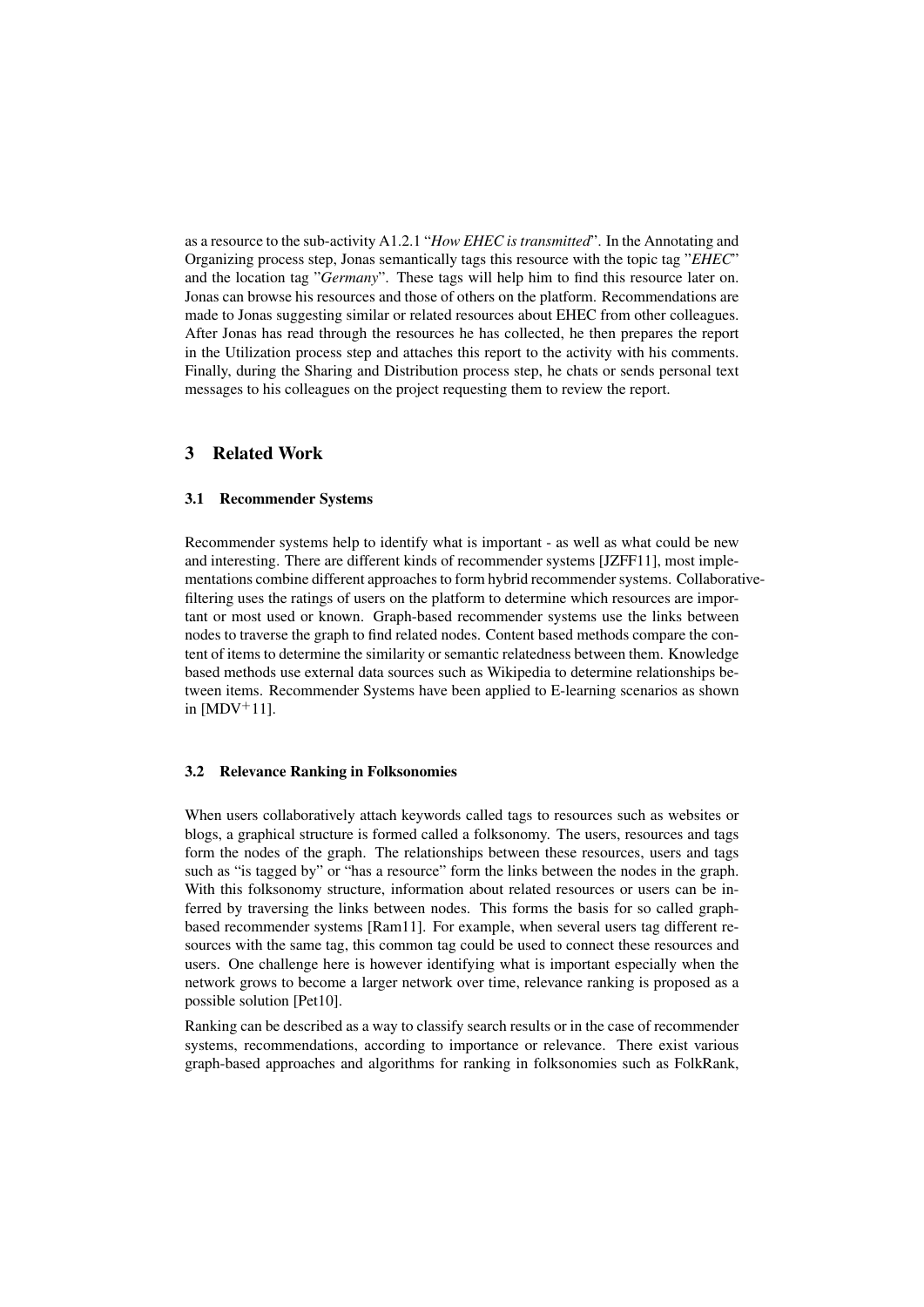as a resource to the sub-activity A1.2.1 "*How EHEC is transmitted*". In the Annotating and Organizing process step, Jonas semantically tags this resource with the topic tag "*EHEC*" and the location tag "*Germany*". These tags will help him to find this resource later on. Jonas can browse his resources and those of others on the platform. Recommendations are made to Jonas suggesting similar or related resources about EHEC from other colleagues. After Jonas has read through the resources he has collected, he then prepares the report in the Utilization process step and attaches this report to the activity with his comments. Finally, during the Sharing and Distribution process step, he chats or sends personal text messages to his colleagues on the project requesting them to review the report.

## 3 Related Work

### 3.1 Recommender Systems

Recommender systems help to identify what is important - as well as what could be new and interesting. There are different kinds of recommender systems [JZFF11], most implementations combine different approaches to form hybrid recommender systems. Collaborative-filtering uses the ratings of users on the platform to determine which resources are important or most used or known. Graph-based recommender systems use the links between nodes to traverse the graph to find related nodes. Content based methods compare the content of items to determine the similarity or semantic relatedness between them. Knowledge based methods use external data sources such as Wikipedia to determine relationships between items. Recommender Systems have been applied to E-learning scenarios as shown in [MDV+11].

### 3.2 Relevance Ranking in Folksonomies

When users collaboratively attach keywords called tags to resources such as websites or blogs, a graphical structure is formed called a folksonomy. The users, resources and tags form the nodes of the graph. The relationships between these resources, users and tags such as "is tagged by" or "has a resource" form the links between the nodes in the graph. With this folksonomy structure, information about related resources or users can be inferred by traversing the links between nodes. This forms the basis for so called graph-based recommender systems [Ram11]. For example, when several users tag different resources with the same tag, this common tag could be used to connect these resources and users. One challenge here is however identifying what is important especially when the network grows to become a larger network over time, relevance ranking is proposed as a possible solution [Pet10].

Ranking can be described as a way to classify search results or in the case of recommender systems, recommendations, according to importance or relevance. There exist various graph-based approaches and algorithms for ranking in folksonomies such as FolkRank,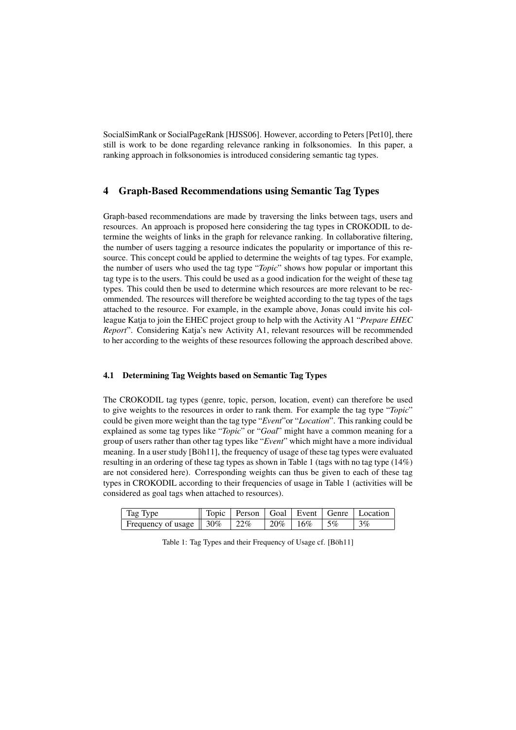SocialSimRank or SocialPageRank [HJSS06]. However, according to Peters [Pet10], there still is work to be done regarding relevance ranking in folksonomies. In this paper, a ranking approach in folksonomies is introduced considering semantic tag types.

## 4 Graph-Based Recommendations using Semantic Tag Types

Graph-based recommendations are made by traversing the links between tags, users and resources. An approach is proposed here considering the tag types in CROKODIL to determine the weights of links in the graph for relevance ranking. In collaborative filtering, the number of users tagging a resource indicates the popularity or importance of this resource. This concept could be applied to determine the weights of tag types. For example, the number of users who used the tag type "*Topic*" shows how popular or important this tag type is to the users. This could be used as a good indication for the weight of these tag types. This could then be used to determine which resources are more relevant to be recommended. The resources will therefore be weighted according to the tag types of the tags attached to the resource. For example, in the example above, Jonas could invite his colleague Katja to join the EHEC project group to help with the Activity A1 "*Prepare EHEC Report*". Considering Katja's new Activity A1, relevant resources will be recommended to her according to the weights of these resources following the approach described above.

### 4.1 Determining Tag Weights based on Semantic Tag Types

The CROKODIL tag types (genre, topic, person, location, event) can therefore be used to give weights to the resources in order to rank them. For example the tag type "*Topic*" could be given more weight than the tag type "*Event*"or "*Location*". This ranking could be explained as some tag types like "*Topic*" or "*Goal*" might have a common meaning for a group of users rather than other tag types like "*Event*" which might have a more individual meaning. In a user study [Böh11], the frequency of usage of these tag types were evaluated resulting in an ordering of these tag types as shown in Table 1 (tags with no tag type (14%) are not considered here). Corresponding weights can thus be given to each of these tag types in CROKODIL according to their frequencies of usage in Table 1 (activities will be considered as goal tags when attached to resources).

| Tag Type | Topic | Person | Goal | Event | Genre | Location |
|---|---|---|---|---|---|---|
| Frequency of usage | 30% | 22% | 20% | 16% | 5% | 3% |

Table 1: Tag Types and their Frequency of Usage cf. [Böh11]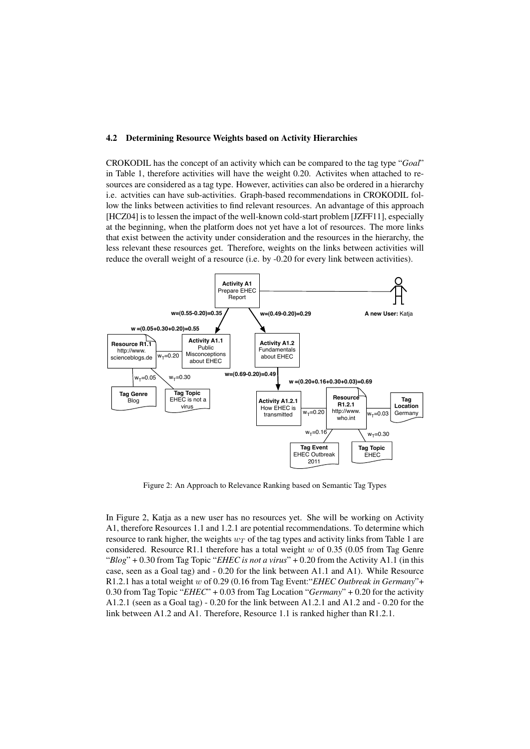### 4.2 Determining Resource Weights based on Activity Hierarchies

CROKODIL has the concept of an activity which can be compared to the tag type "*Goal*" in Table 1, therefore activities will have the weight 0.20. Activites when attached to resources are considered as a tag type. However, activities can also be ordered in a hierarchy i.e. actvities can have sub-activities. Graph-based recommendations in CROKODIL follow the links between activities to find relevant resources. An advantage of this approach [HCZ04] is to lessen the impact of the well-known cold-start problem [JZFF11], especially at the beginning, when the platform does not yet have a lot of resources. The more links that exist between the activity under consideration and the resources in the hierarchy, the less relevant these resources get. Therefore, weights on the links between activities will reduce the overall weight of a resource (i.e. by -0.20 for every link between activities).

Figure 2: An Approach to Relevance Ranking based on Semantic Tag Types

In Figure 2, Katja as a new user has no resources yet. She will be working on Activity A1, therefore Resources 1.1 and 1.2.1 are potential recommendations. To determine which resource to rank higher, the weights $w_T$ of the tag types and activity links from Table 1 are considered. Resource R1.1 therefore has a total weight $w$ of 0.35 (0.05 from Tag Genre "*Blog*" + 0.30 from Tag Topic "*EHEC is not a virus*" + 0.20 from the Activity A1.1 (in this case, seen as a Goal tag) and - 0.20 for the link between A1.1 and A1). While Resource R1.2.1 has a total weight $w$ of 0.29 (0.16 from Tag Event:"*EHEC Outbreak in Germany*"+ 0.30 from Tag Topic "*EHEC*" + 0.03 from Tag Location "*Germany*" + 0.20 for the activity A1.2.1 (seen as a Goal tag) - 0.20 for the link between A1.2.1 and A1.2 and - 0.20 for the link between A1.2 and A1. Therefore, Resource 1.1 is ranked higher than R1.2.1.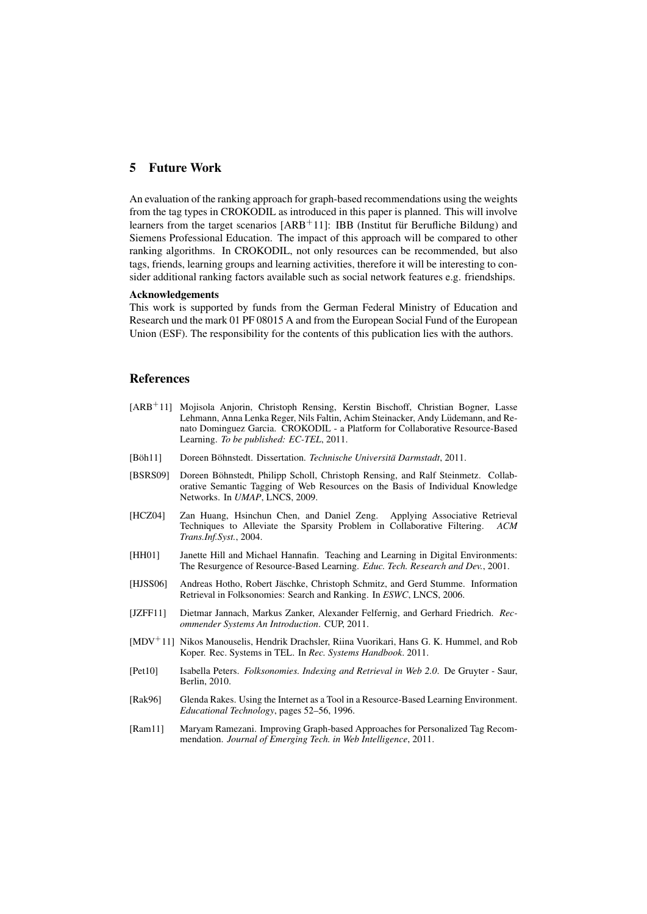## 5 Future Work

An evaluation of the ranking approach for graph-based recommendations using the weights from the tag types in CROKODIL as introduced in this paper is planned. This will involve learners from the target scenarios [ARB+11]: IBB (Institut für Berufliche Bildung) and Siemens Professional Education. The impact of this approach will be compared to other ranking algorithms. In CROKODIL, not only resources can be recommended, but also tags, friends, learning groups and learning activities, therefore it will be interesting to consider additional ranking factors available such as social network features e.g. friendships.

**Acknowledgements**

This work is supported by funds from the German Federal Ministry of Education and Research und the mark 01 PF 08015 A and from the European Social Fund of the European Union (ESF). The responsibility for the contents of this publication lies with the authors.

## References

- [ARB+11] Mojisola Anjorin, Christoph Rensing, Kerstin Bischoff, Christian Bogner, Lasse Lehmann, Anna Lenka Reger, Nils Faltin, Achim Steinacker, Andy Lüdemann, and Renato Dominguez Garcia. CROKODIL - a Platform for Collaborative Resource-Based Learning. *To be published: EC-TEL*, 2011.
- [Böh11] Doreen Böhnstedt. Dissertation. *Technische Universitä Darmstadt*, 2011.
- [BSRS09] Doreen Böhnstedt, Philipp Scholl, Christoph Rensing, and Ralf Steinmetz. Collaborative Semantic Tagging of Web Resources on the Basis of Individual Knowledge Networks. In *UMAP*, LNCS, 2009.
- [HCZ04] Zan Huang, Hsinchun Chen, and Daniel Zeng. Applying Associative Retrieval Techniques to Alleviate the Sparsity Problem in Collaborative Filtering. *ACM Trans.Inf.Syst.*, 2004.
- [HH01] Janette Hill and Michael Hannafin. Teaching and Learning in Digital Environments: The Resurgence of Resource-Based Learning. *Educ. Tech. Research and Dev.*, 2001.
- [HJSS06] Andreas Hotho, Robert Jäschke, Christoph Schmitz, and Gerd Stumme. Information Retrieval in Folksonomies: Search and Ranking. In *ESWC*, LNCS, 2006.
- [JZFF11] Dietmar Jannach, Markus Zanker, Alexander Felfernig, and Gerhard Friedrich. *Recommender Systems An Introduction*. CUP, 2011.
- [MDV+11] Nikos Manouselis, Hendrik Drachsler, Riina Vuorikari, Hans G. K. Hummel, and Rob Koper. Rec. Systems in TEL. In *Rec. Systems Handbook*. 2011.
- [Pet10] Isabella Peters. *Folksonomies. Indexing and Retrieval in Web 2.0*. De Gruyter - Saur, Berlin, 2010.
- [Rak96] Glenda Rakes. Using the Internet as a Tool in a Resource-Based Learning Environment. *Educational Technology*, pages 52–56, 1996.
- [Ram11] Maryam Ramezani. Improving Graph-based Approaches for Personalized Tag Recommendation. *Journal of Emerging Tech. in Web Intelligence*, 2011.